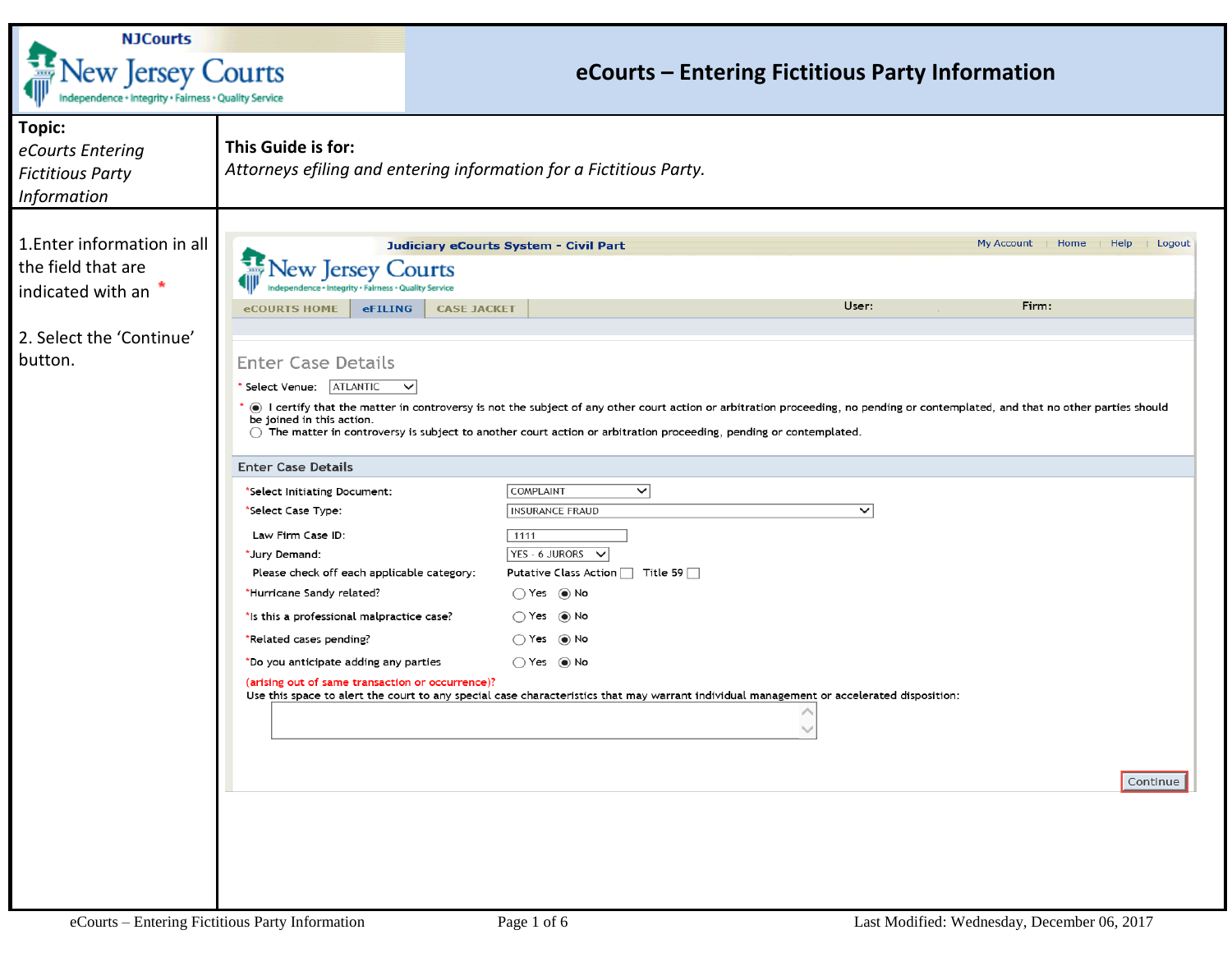# eCourts – Entering Fictitious Party Information

**Topic:**
*eCourts Entering Fictitious Party Information*

**This Guide is for:**
*Attorneys efiling and entering information for a Fictitious Party.*

1. Enter information in all the field that are indicated with an *

2. Select the 'Continue' button.

Judiciary eCourts System - Civil Part

My Account | Home | Help | Logout

New Jersey Courts
Independence • Integrity • Fairness • Quality Service

eCOURTS HOME | eFILING | CASE JACKET

User: Firm:

Enter Case Details

* Select Venue: ATLANTIC

* (●) I certify that the matter in controversy is not the subject of any other court action or arbitration proceeding, no pending or contemplated, and that no other parties should be joined in this action.
( ) The matter in controversy is subject to another court action or arbitration proceeding, pending or contemplated.

Enter Case Details

| | |
|---|---|
| *Select Initiating Document: | COMPLAINT |
| *Select Case Type: | INSURANCE FRAUD |
| Law Firm Case ID: | 1111 |
| *Jury Demand: | YES - 6 JURORS |
| Please check off each applicable category: | Putative Class Action [ ] Title 59 [ ] |
| *Hurricane Sandy related? | ( ) Yes (●) No |
| *Is this a professional malpractice case? | ( ) Yes (●) No |
| *Related cases pending? | ( ) Yes (●) No |
| *Do you anticipate adding any parties | ( ) Yes (●) No |

(arising out of same transaction or occurrence)?

Use this space to alert the court to any special case characteristics that may warrant individual management or accelerated disposition:

Continue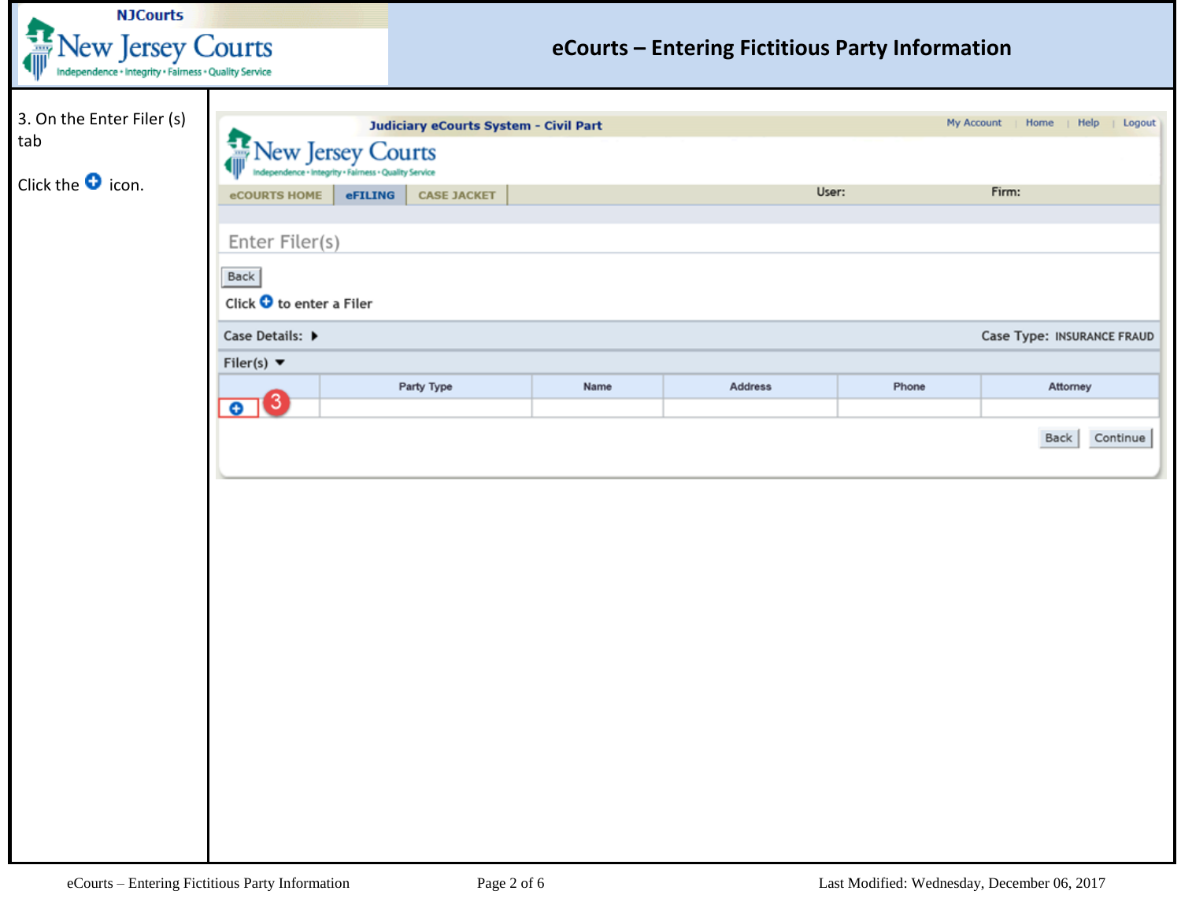3. On the Enter Filer (s) tab

Click the ⊕ icon.

Judiciary eCourts System - Civil Part

My Account | Home | Help | Logout

New Jersey Courts
Independence • Integrity • Fairness • Quality Service

eCOURTS HOME | eFILING | CASE JACKET | User: | Firm:

Enter Filer(s)

Back

Click ⊕ to enter a Filer

Case Details: ▸ Case Type: INSURANCE FRAUD

Filer(s) ▾

| | Party Type | Name | Address | Phone | Attorney |
|---|---|---|---|---|---|
| ⊕ 3 | | | | | |

Back | Continue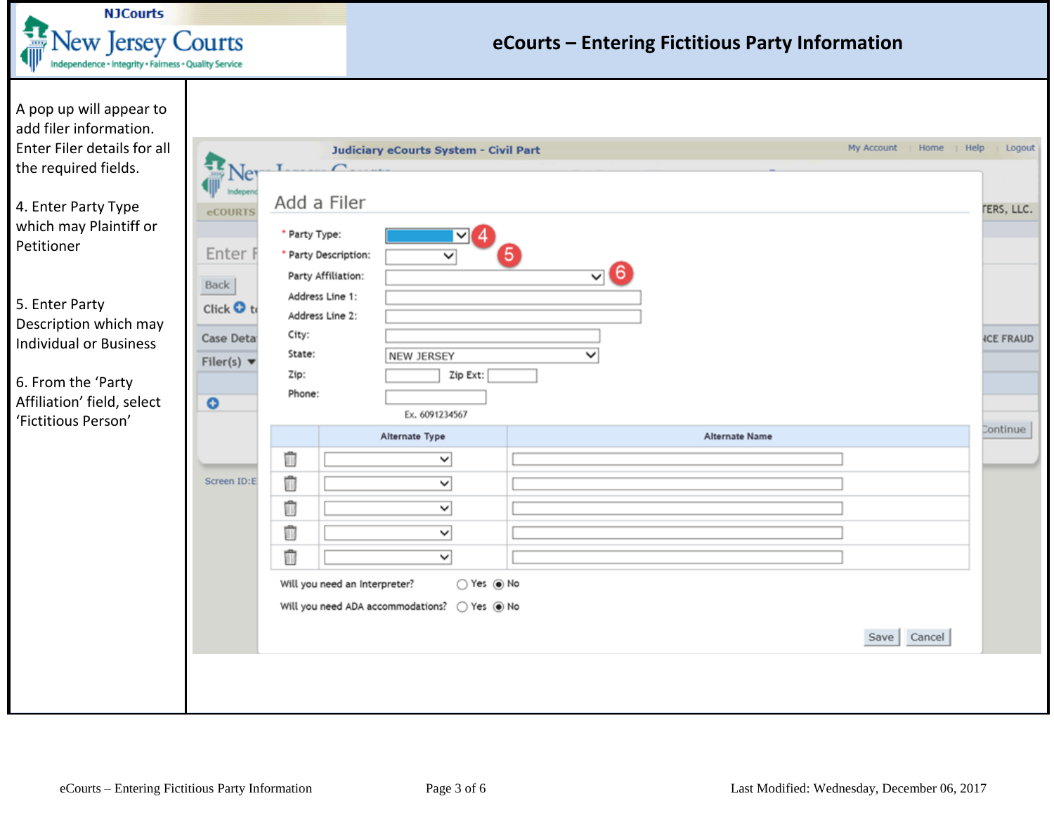# eCourts – Entering Fictitious Party Information

A pop up will appear to add filer information. Enter Filer details for all the required fields.

4. Enter Party Type which may Plaintiff or Petitioner

5. Enter Party Description which may Individual or Business

6. From the 'Party Affiliation' field, select 'Fictitious Person'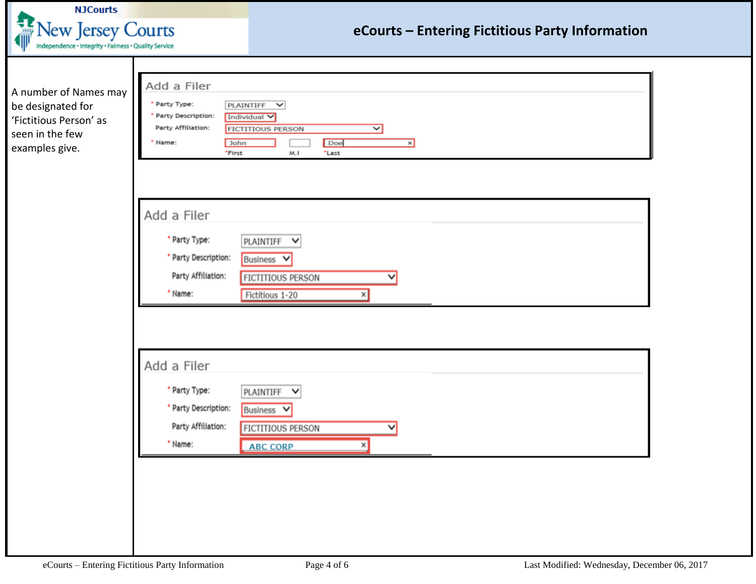# eCourts – Entering Fictitious Party Information

A number of Names may be designated for 'Fictitious Person' as seen in the few examples give.

**Add a Filer**

- \* Party Type: PLAINTIFF
- \* Party Description: Individual
- Party Affiliation: FICTITIOUS PERSON
- \* Name: John (\*First) | (M.I) | Doe (\*Last)

**Add a Filer**

- \* Party Type: PLAINTIFF
- \* Party Description: Business
- Party Affiliation: FICTITIOUS PERSON
- \* Name: Fictitious 1-20

**Add a Filer**

- \* Party Type: PLAINTIFF
- \* Party Description: Business
- Party Affiliation: FICTITIOUS PERSON
- \* Name: ABC CORP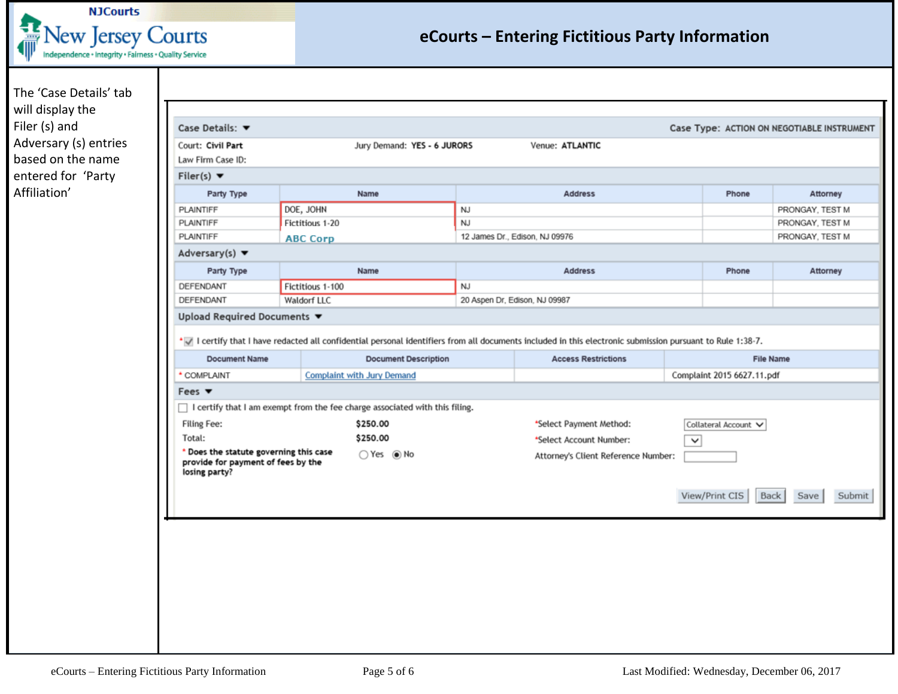# eCourts – Entering Fictitious Party Information

The 'Case Details' tab will display the Filer (s) and Adversary (s) entries based on the name entered for 'Party Affiliation'

**Case Details:** ▼ **Case Type:** ACTION ON NEGOTIABLE INSTRUMENT

Court: **Civil Part** Jury Demand: **YES - 6 JURORS** Venue: **ATLANTIC**

Law Firm Case ID:

**Filer(s)** ▼

| Party Type | Name | Address | Phone | Attorney |
|---|---|---|---|---|
| PLAINTIFF | DOE, JOHN | NJ | | PRONGAY, TEST M |
| PLAINTIFF | Fictitious 1-20 | NJ | | PRONGAY, TEST M |
| PLAINTIFF | ABC Corp | 12 James Dr., Edison, NJ 09976 | | PRONGAY, TEST M |

**Adversary(s)** ▼

| Party Type | Name | Address | Phone | Attorney |
|---|---|---|---|---|
| DEFENDANT | Fictitious 1-100 | NJ | | |
| DEFENDANT | Waldorf LLC | 20 Aspen Dr, Edison, NJ 09987 | | |

**Upload Required Documents** ▼

* ☑ I certify that I have redacted all confidential personal identifiers from all documents included in this electronic submission pursuant to Rule 1:38-7.

| Document Name | Document Description | Access Restrictions | File Name |
|---|---|---|---|
| * COMPLAINT | Complaint with Jury Demand | | Complaint 2015 6627.11.pdf |

**Fees** ▼

☐ I certify that I am exempt from the fee charge associated with this filing.

Filing Fee: $250.00

Total: $250.00

* **Does the statute governing this case provide for payment of fees by the losing party?** ○ Yes ◉ No

*Select Payment Method: Collateral Account

*Select Account Number:

Attorney's Client Reference Number:

View/Print CIS | Back | Save | Submit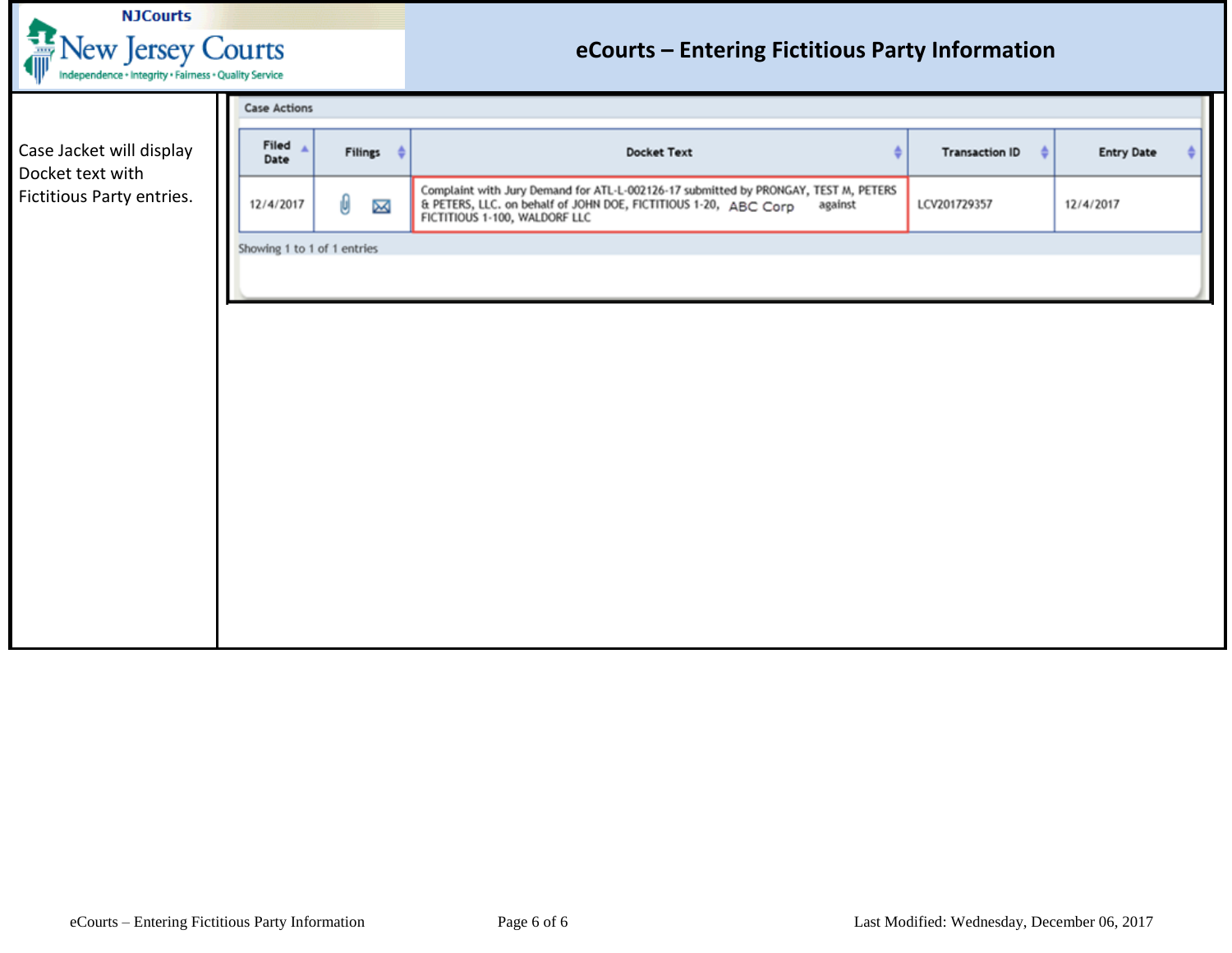Case Jacket will display Docket text with Fictitious Party entries.

Case Actions

| Filed Date | Filings | Docket Text | Transaction ID | Entry Date |
| --- | --- | --- | --- | --- |
| 12/4/2017 | | Complaint with Jury Demand for ATL-L-002126-17 submitted by PRONGAY, TEST M, PETERS & PETERS, LLC. on behalf of JOHN DOE, FICTITIOUS 1-20, ABC Corp against FICTITIOUS 1-100, WALDORF LLC | LCV201729357 | 12/4/2017 |

Showing 1 to 1 of 1 entries